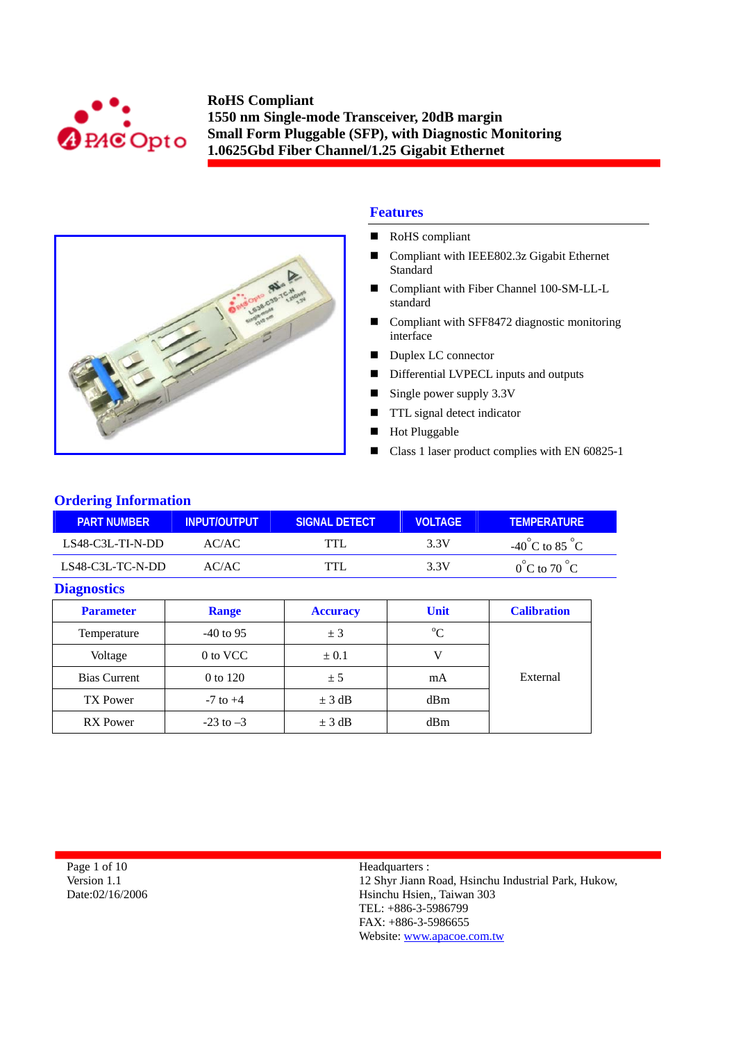# RoHS Compliant
# 1550 nm Single-mode Transceiver, 20dB margin
# Small Form Pluggable (SFP), with Diagnostic Monitoring
# 1.0625Gbd Fiber Channel/1.25 Gigabit Ethernet

## Features

- RoHS compliant
- Compliant with IEEE802.3z Gigabit Ethernet Standard
- Compliant with Fiber Channel 100-SM-LL-L standard
- Compliant with SFF8472 diagnostic monitoring interface
- Duplex LC connector
- Differential LVPECL inputs and outputs
- Single power supply 3.3V
- TTL signal detect indicator
- Hot Pluggable
- Class 1 laser product complies with EN 60825-1

## Ordering Information

| PART NUMBER | INPUT/OUTPUT | SIGNAL DETECT | VOLTAGE | TEMPERATURE |
|---|---|---|---|---|
| LS48-C3L-TI-N-DD | AC/AC | TTL | 3.3V | -40°C to 85 °C |
| LS48-C3L-TC-N-DD | AC/AC | TTL | 3.3V | 0°C to 70 °C |

## Diagnostics

| Parameter | Range | Accuracy | Unit | Calibration |
|---|---|---|---|---|
| Temperature | -40 to 95 | ± 3 | °C | External |
| Voltage | 0 to VCC | ± 0.1 | V | |
| Bias Current | 0 to 120 | ± 5 | mA | |
| TX Power | -7 to +4 | ± 3 dB | dBm | |
| RX Power | -23 to –3 | ± 3 dB | dBm | |

Version 1.1
Date:02/16/2006

Headquarters :
12 Shyr Jiann Road, Hsinchu Industrial Park, Hukow, Hsinchu Hsien,, Taiwan 303
TEL: +886-3-5986799
FAX: +886-3-5986655
Website: www.apacoe.com.tw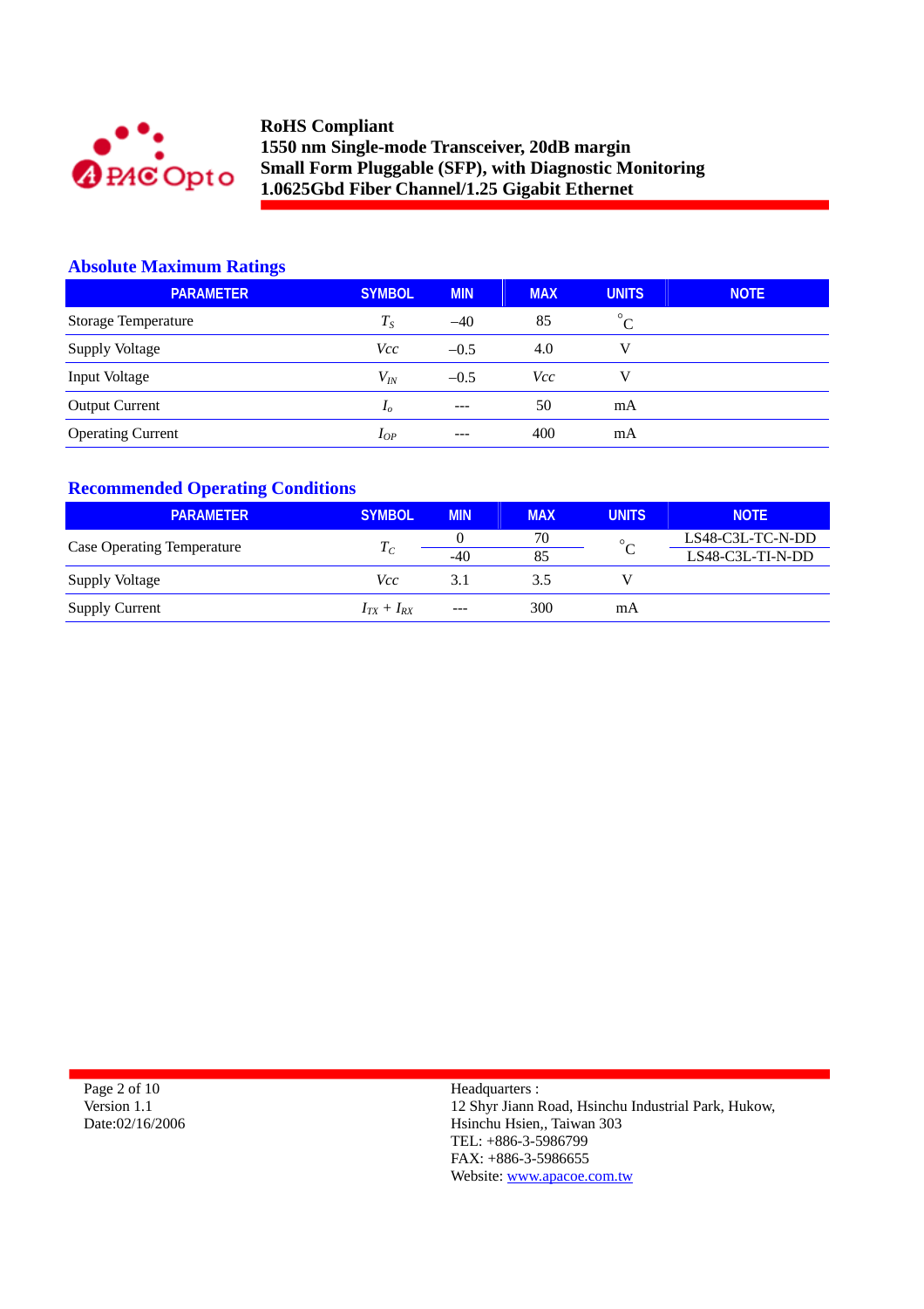## Absolute Maximum Ratings

| PARAMETER | SYMBOL | MIN | MAX | UNITS | NOTE |
|---|---|---|---|---|---|
| Storage Temperature | $T_S$ | –40 | 85 | °C | |
| Supply Voltage | $Vcc$ | –0.5 | 4.0 | V | |
| Input Voltage | $V_{IN}$ | –0.5 | $Vcc$ | V | |
| Output Current | $I_o$ | --- | 50 | mA | |
| Operating Current | $I_{OP}$ | --- | 400 | mA | |

## Recommended Operating Conditions

| PARAMETER | SYMBOL | MIN | MAX | UNITS | NOTE |
|---|---|---|---|---|---|
| Case Operating Temperature | $T_C$ | 0 | 70 | °C | LS48-C3L-TC-N-DD |
| | | -40 | 85 | | LS48-C3L-TI-N-DD |
| Supply Voltage | $Vcc$ | 3.1 | 3.5 | V | |
| Supply Current | $I_{TX} + I_{RX}$ | --- | 300 | mA | |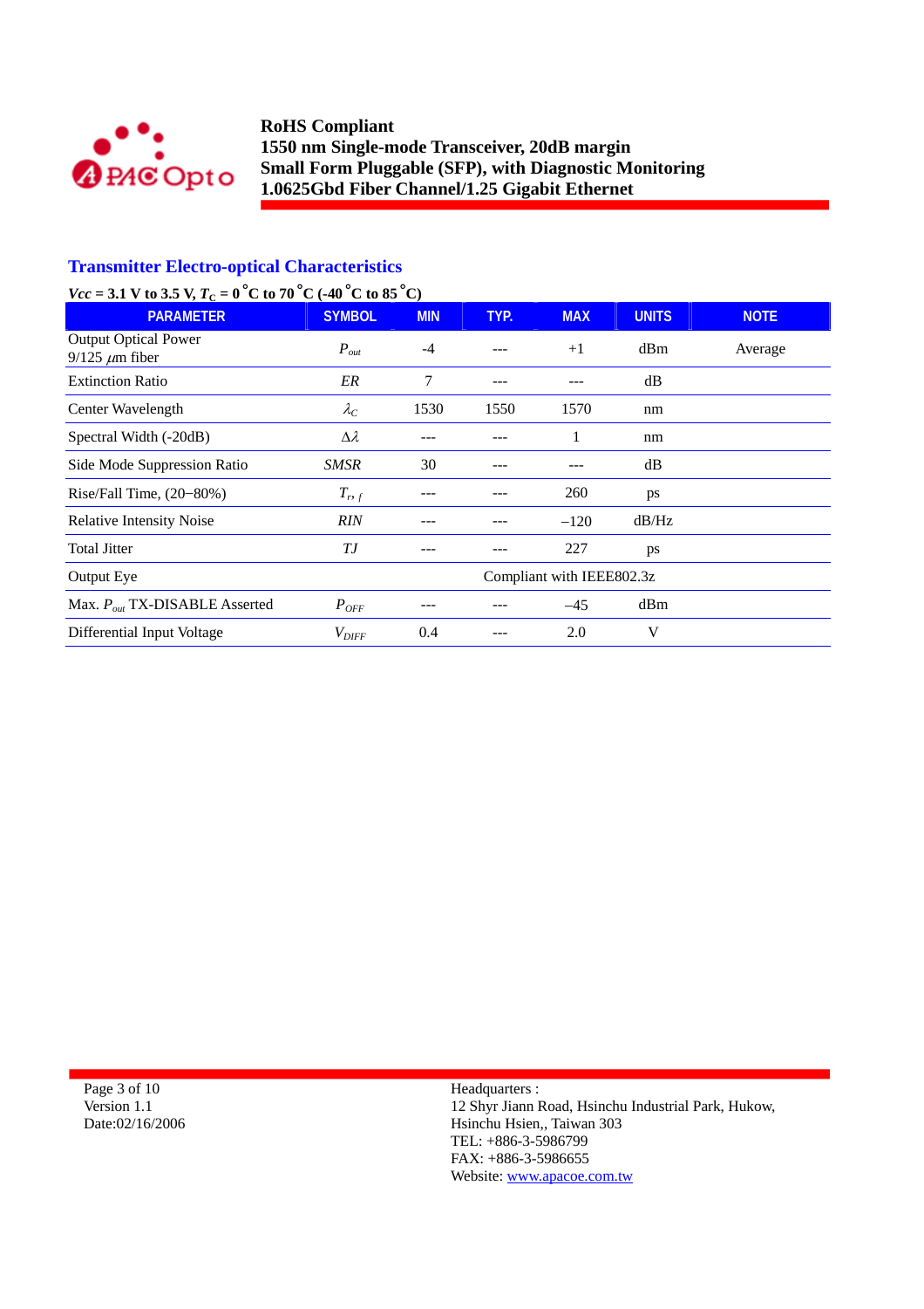## Transmitter Electro-optical Characteristics

*Vcc* = 3.1 V to 3.5 V, $T_C$ = 0 °C to 70 °C (-40 °C to 85 °C)

| PARAMETER | SYMBOL | MIN | TYP. | MAX | UNITS | NOTE |
|---|---|---|---|---|---|---|
| Output Optical Power 9/125 $\mu$m fiber | $P_{out}$ | -4 | --- | +1 | dBm | Average |
| Extinction Ratio | *ER* | 7 | --- | --- | dB | |
| Center Wavelength | $\lambda_C$ | 1530 | 1550 | 1570 | nm | |
| Spectral Width (-20dB) | $\Delta\lambda$ | --- | --- | 1 | nm | |
| Side Mode Suppression Ratio | *SMSR* | 30 | --- | --- | dB | |
| Rise/Fall Time, (20−80%) | $T_{r,f}$ | --- | --- | 260 | ps | |
| Relative Intensity Noise | *RIN* | --- | --- | −120 | dB/Hz | |
| Total Jitter | *TJ* | --- | --- | 227 | ps | |
| Output Eye | | | Compliant with IEEE802.3z | | | |
| Max. $P_{out}$ TX-DISABLE Asserted | $P_{OFF}$ | --- | --- | −45 | dBm | |
| Differential Input Voltage | $V_{DIFF}$ | 0.4 | --- | 2.0 | V | |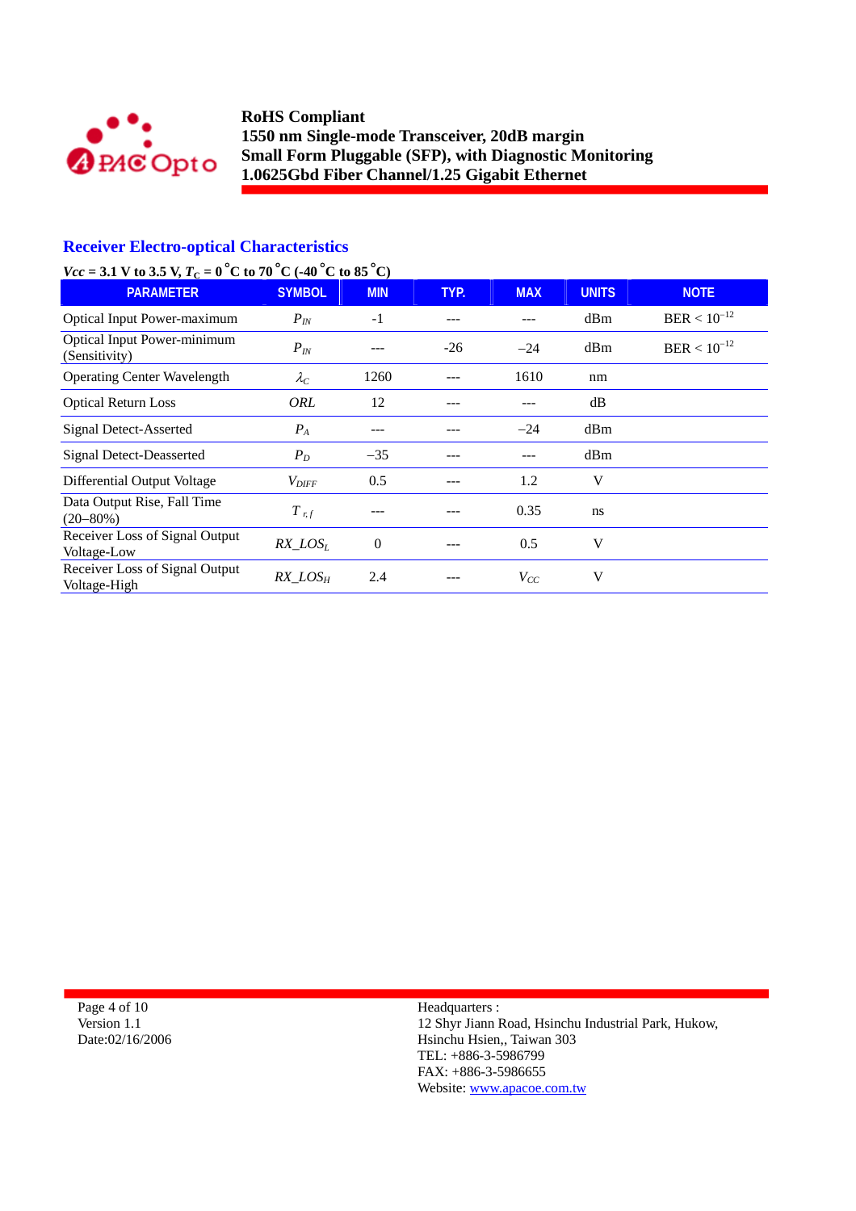## Receiver Electro-optical Characteristics

***Vcc* = 3.1 V to 3.5 V, $T_C$ = 0 °C to 70 °C (-40 °C to 85 °C)**

| PARAMETER | SYMBOL | MIN | TYP. | MAX | UNITS | NOTE |
|---|---|---|---|---|---|---|
| Optical Input Power-maximum | $P_{IN}$ | -1 | --- | --- | dBm | BER < $10^{-12}$ |
| Optical Input Power-minimum (Sensitivity) | $P_{IN}$ | --- | -26 | –24 | dBm | BER < $10^{-12}$ |
| Operating Center Wavelength | $\lambda_C$ | 1260 | --- | 1610 | nm | |
| Optical Return Loss | *ORL* | 12 | --- | --- | dB | |
| Signal Detect-Asserted | $P_A$ | --- | --- | –24 | dBm | |
| Signal Detect-Deasserted | $P_D$ | –35 | --- | --- | dBm | |
| Differential Output Voltage | $V_{DIFF}$ | 0.5 | --- | 1.2 | V | |
| Data Output Rise, Fall Time (20–80%) | $T_{r,f}$ | --- | --- | 0.35 | ns | |
| Receiver Loss of Signal Output Voltage-Low | $RX\_LOS_L$ | 0 | --- | 0.5 | V | |
| Receiver Loss of Signal Output Voltage-High | $RX\_LOS_H$ | 2.4 | --- | $V_{CC}$ | V | |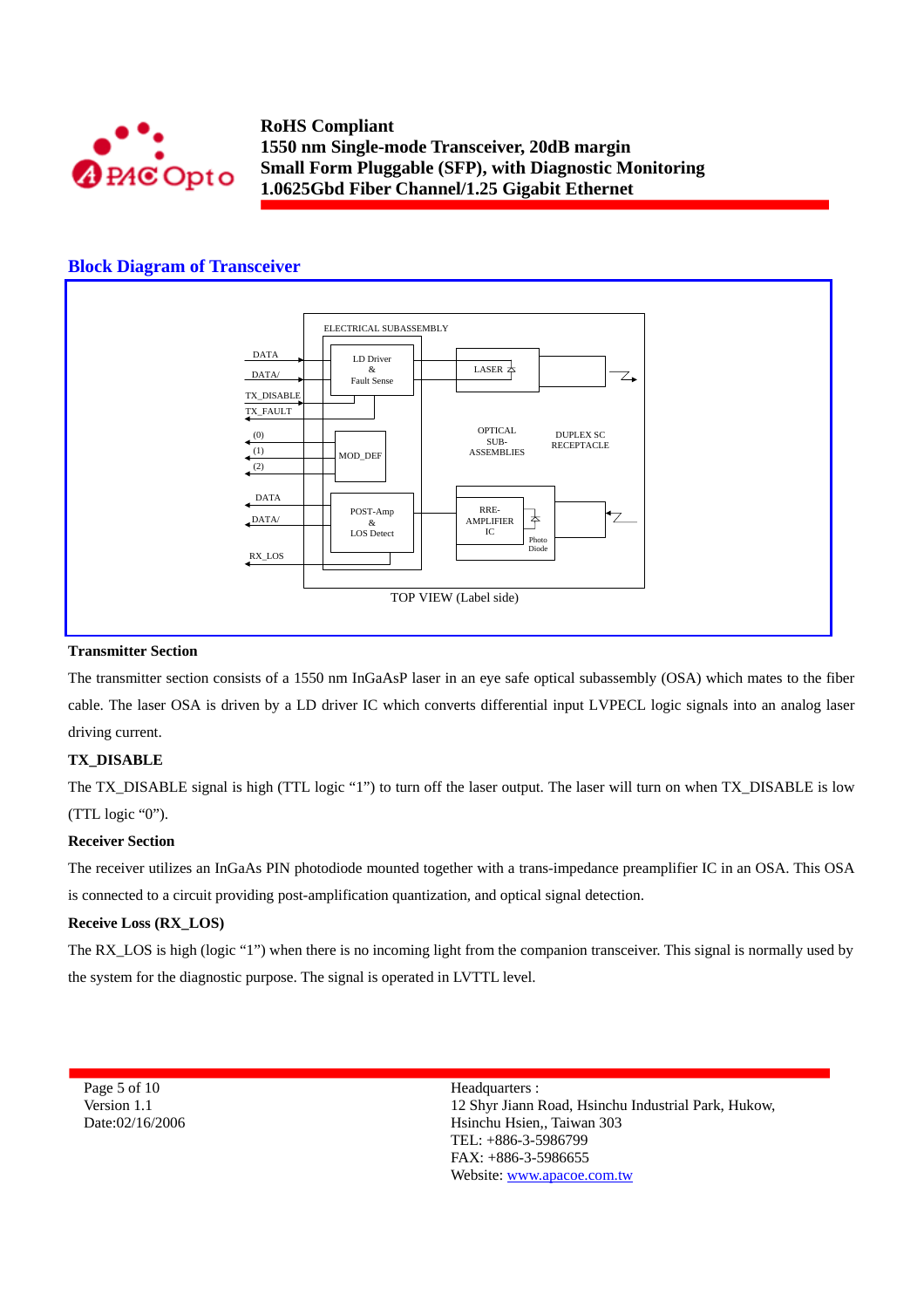## Block Diagram of Transceiver

ELECTRICAL SUBASSEMBLY

DATA
DATA/
TX_DISABLE
TX_FAULT
(0)
(1)
(2)
DATA
DATA/
RX_LOS

LD Driver & Fault Sense

MOD_DEF

POST-Amp & LOS Detect

LASER

OPTICAL SUB-ASSEMBLIES

DUPLEX SC RECEPTACLE

RRE-AMPLIFIER IC

Photo Diode

TOP VIEW (Label side)

**Transmitter Section**

The transmitter section consists of a 1550 nm InGaAsP laser in an eye safe optical subassembly (OSA) which mates to the fiber cable. The laser OSA is driven by a LD driver IC which converts differential input LVPECL logic signals into an analog laser driving current.

**TX_DISABLE**

The TX_DISABLE signal is high (TTL logic "1") to turn off the laser output. The laser will turn on when TX_DISABLE is low (TTL logic "0").

**Receiver Section**

The receiver utilizes an InGaAs PIN photodiode mounted together with a trans-impedance preamplifier IC in an OSA. This OSA is connected to a circuit providing post-amplification quantization, and optical signal detection.

**Receive Loss (RX_LOS)**

The RX_LOS is high (logic "1") when there is no incoming light from the companion transceiver. This signal is normally used by the system for the diagnostic purpose. The signal is operated in LVTTL level.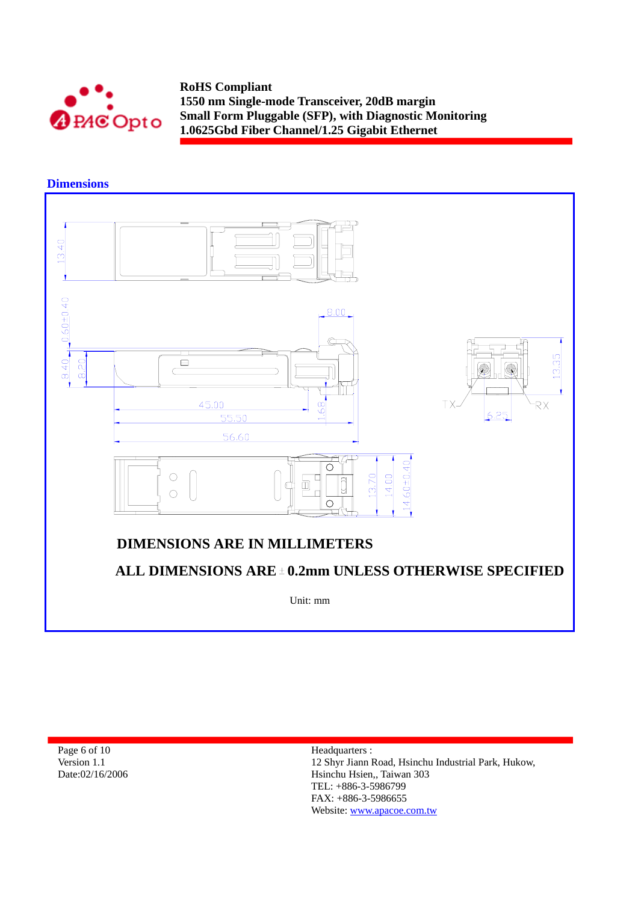## Dimensions

13.40

0.60±0.40

8.00

8.40

8.20

45.00

1.68

55.50

56.60

13.35

TX

RX

6.25

13.70

14.00

14.60±0.40

**DIMENSIONS ARE IN MILLIMETERS**

**ALL DIMENSIONS ARE ± 0.2mm UNLESS OTHERWISE SPECIFIED**

Unit: mm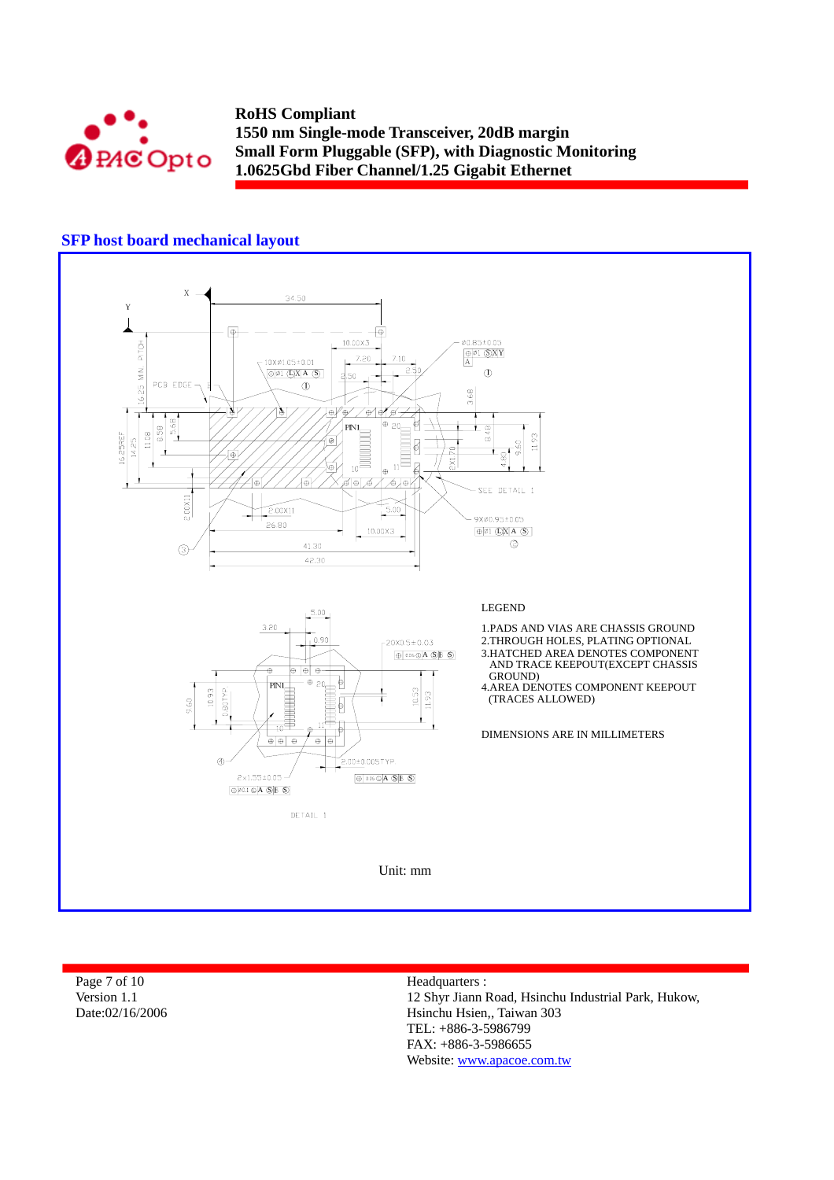## SFP host board mechanical layout

LEGEND

1. PADS AND VIAS ARE CHASSIS GROUND
2. THROUGH HOLES, PLATING OPTIONAL
3. HATCHED AREA DENOTES COMPONENT AND TRACE KEEPOUT(EXCEPT CHASSIS GROUND)
4. AREA DENOTES COMPONENT KEEPOUT (TRACES ALLOWED)

DIMENSIONS ARE IN MILLIMETERS

Unit: mm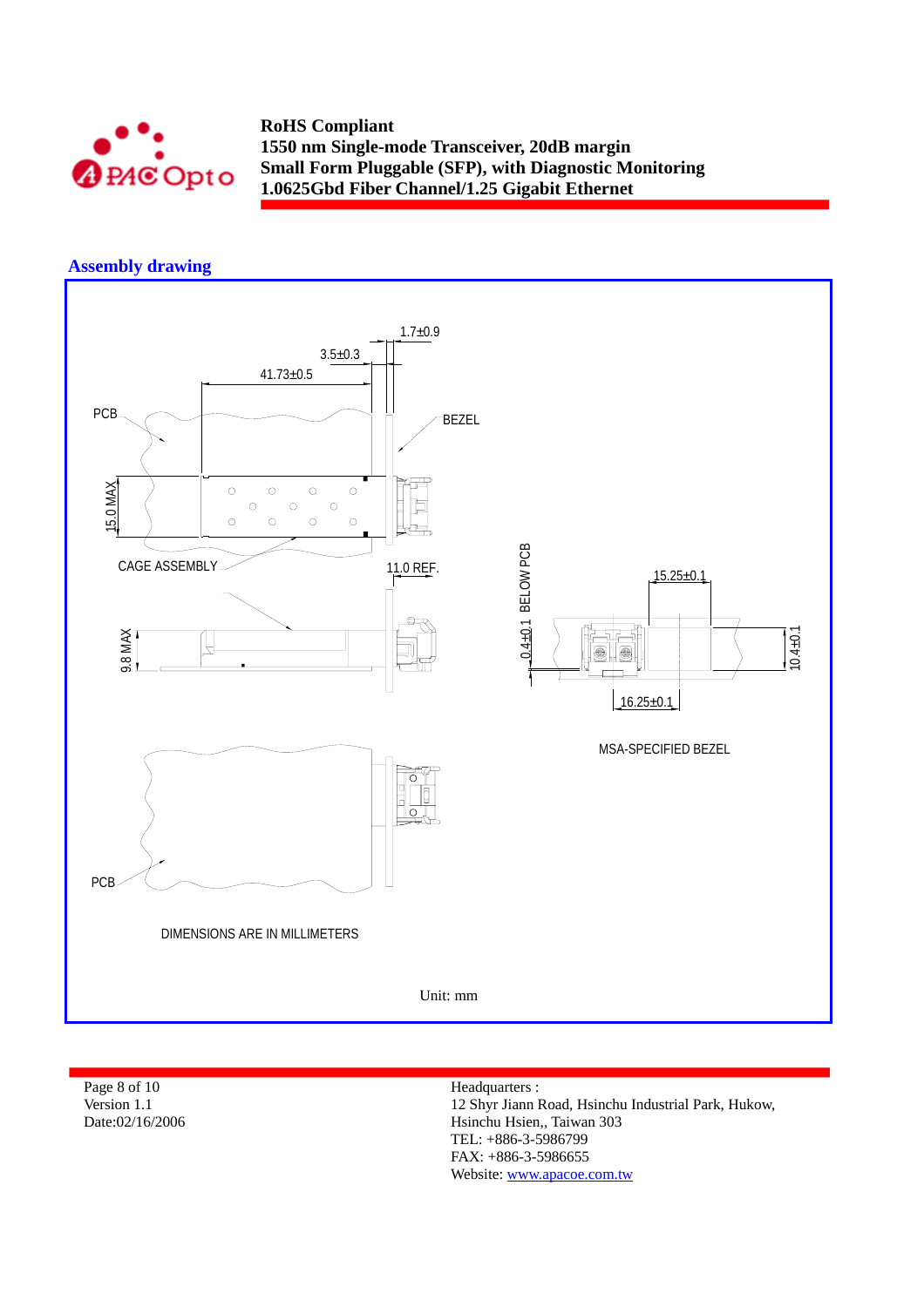## Assembly drawing

1.7±0.9

3.5±0.3

41.73±0.5

PCB

BEZEL

15.0 MAX

CAGE ASSEMBLY

11.0 REF.

9.8 MAX

0.4±0.1 BELOW PCB

15.25±0.1

10.4±0.1

16.25±0.1

MSA-SPECIFIED BEZEL

PCB

DIMENSIONS ARE IN MILLIMETERS

Unit: mm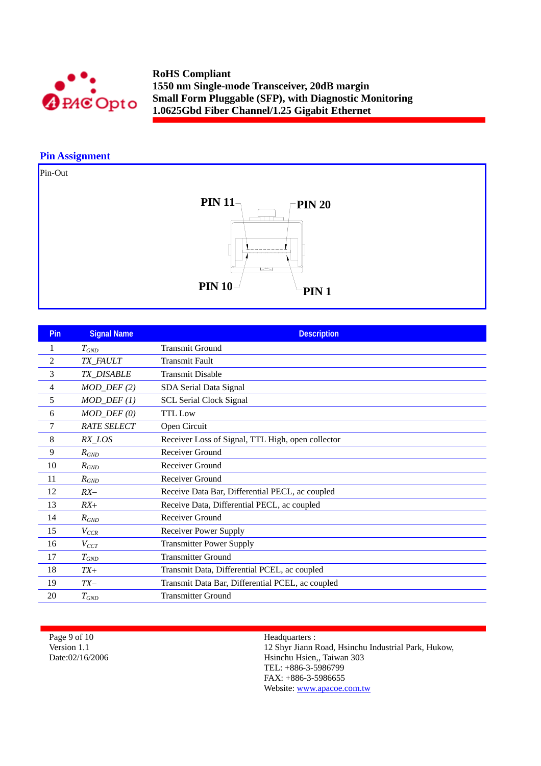## Pin Assignment

Pin-Out

PIN 11

PIN 20

PIN 10

PIN 1

| Pin | Signal Name | Description |
|---|---|---|
| 1 | $T_{GND}$ | Transmit Ground |
| 2 | *TX_FAULT* | Transmit Fault |
| 3 | *TX_DISABLE* | Transmit Disable |
| 4 | *MOD_DEF (2)* | SDA Serial Data Signal |
| 5 | *MOD_DEF (1)* | SCL Serial Clock Signal |
| 6 | *MOD_DEF (0)* | TTL Low |
| 7 | *RATE SELECT* | Open Circuit |
| 8 | *RX_LOS* | Receiver Loss of Signal, TTL High, open collector |
| 9 | $R_{GND}$ | Receiver Ground |
| 10 | $R_{GND}$ | Receiver Ground |
| 11 | $R_{GND}$ | Receiver Ground |
| 12 | *RX–* | Receive Data Bar, Differential PECL, ac coupled |
| 13 | *RX+* | Receive Data, Differential PECL, ac coupled |
| 14 | $R_{GND}$ | Receiver Ground |
| 15 | $V_{CCR}$ | Receiver Power Supply |
| 16 | $V_{CCT}$ | Transmitter Power Supply |
| 17 | $T_{GND}$ | Transmitter Ground |
| 18 | *TX+* | Transmit Data, Differential PCEL, ac coupled |
| 19 | *TX–* | Transmit Data Bar, Differential PCEL, ac coupled |
| 20 | $T_{GND}$ | Transmitter Ground |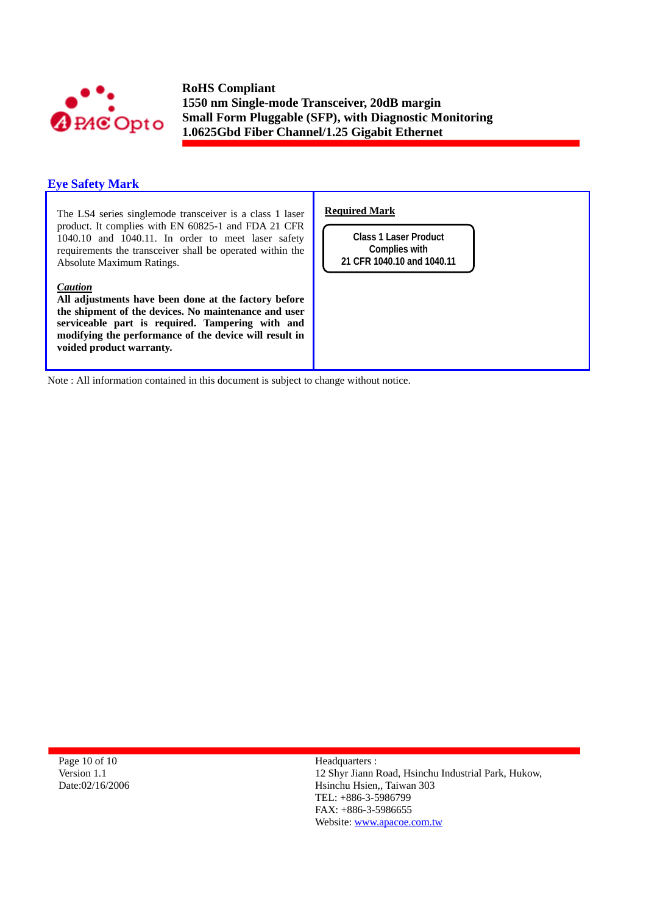## Eye Safety Mark

| | |
|---|---|
| The LS4 series singlemode transceiver is a class 1 laser product. It complies with EN 60825-1 and FDA 21 CFR 1040.10 and 1040.11. In order to meet laser safety requirements the transceiver shall be operated within the Absolute Maximum Ratings.<br><br>***Caution***<br>**All adjustments have been done at the factory before the shipment of the devices. No maintenance and user serviceable part is required. Tampering with and modifying the performance of the device will result in voided product warranty.** | **Required Mark**<br><br>**Class 1 Laser Product**<br>**Complies with**<br>**21 CFR 1040.10 and 1040.11** |

Note : All information contained in this document is subject to change without notice.